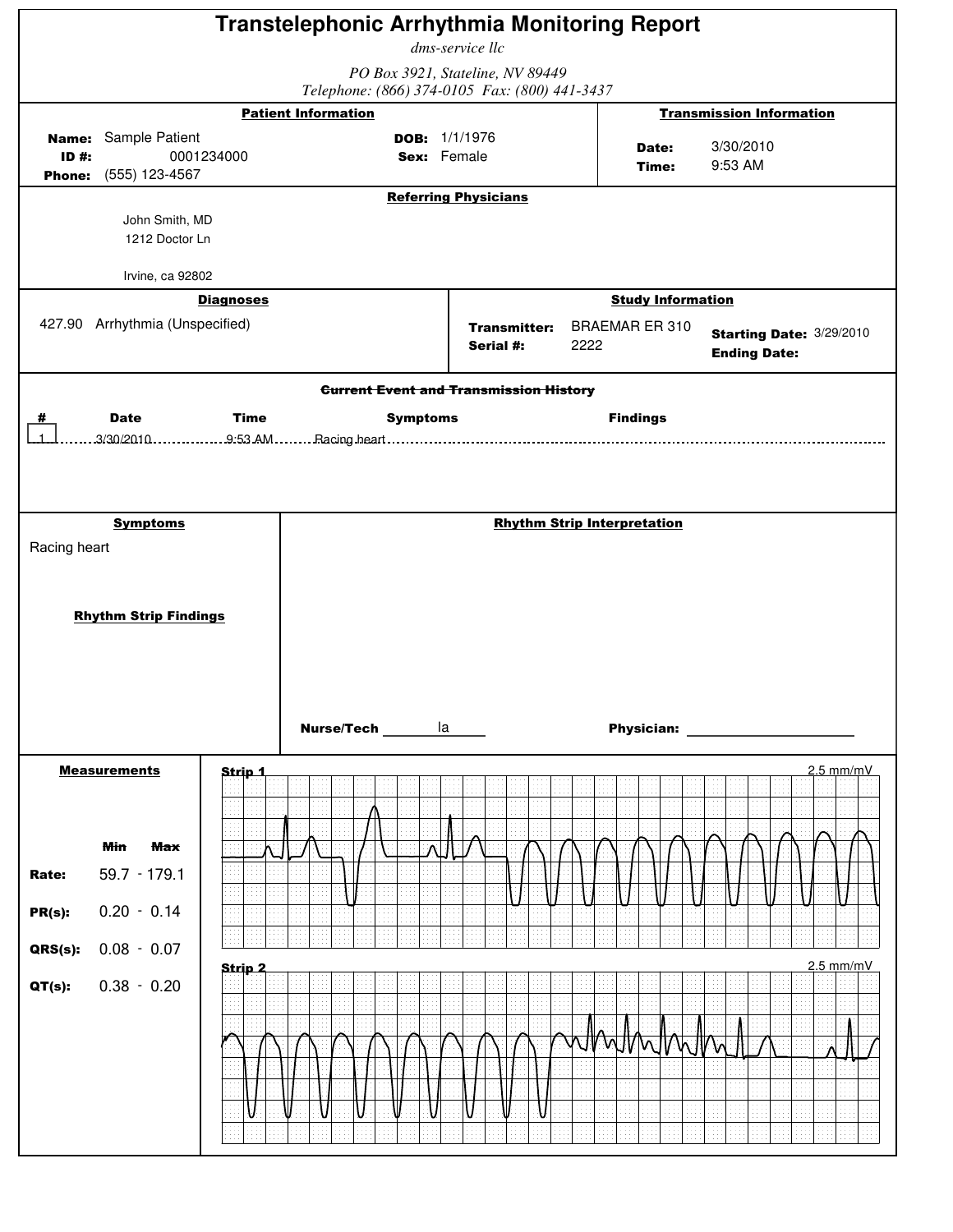# Transtelephonic Arrhythmia Monitoring Report

*dms-service llc*

*PO Box 3921, Stateline, NV 89449*
*Telephone: (866) 374-0105 Fax: (800) 441-3437*

## Patient Information

**Name:** Sample Patient
**ID #:** 0001234000
**Phone:** (555) 123-4567
**DOB:** 1/1/1976
**Sex:** Female

## Transmission Information

**Date:** 3/30/2010
**Time:** 9:53 AM

## Referring Physicians

John Smith, MD
1212 Doctor Ln

Irvine, ca 92802

## Diagnoses

427.90 Arrhythmia (Unspecified)

## Study Information

**Transmitter:** BRAEMAR ER 310
**Serial #:** 2222
**Starting Date:** 3/29/2010
**Ending Date:**

## Current Event and Transmission History

| # | Date | Time | Symptoms | Findings |
|---|---|---|---|---|
| 1 | 3/30/2010 | 9:53 AM | Racing heart | |

## Symptoms

Racing heart

## Rhythm Strip Findings

## Rhythm Strip Interpretation

**Nurse/Tech** la

**Physician:**

## Measurements

| | Min | Max |
|---|---|---|
| **Rate:** | 59.7 | 179.1 |
| **PR(s):** | 0.20 | 0.14 |
| **QRS(s):** | 0.08 | 0.07 |
| **QT(s):** | 0.38 | 0.20 |

**Strip 1** 2.5 mm/mV

**Strip 2** 2.5 mm/mV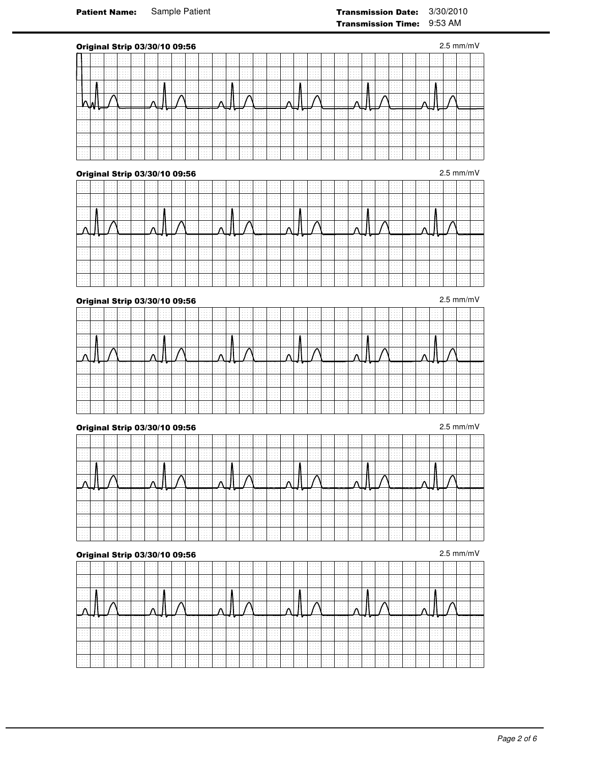**Patient Name:** Sample Patient

**Transmission Date:** 3/30/2010
**Transmission Time:** 9:53 AM

**Original Strip 03/30/10 09:56**

2.5 mm/mV

**Original Strip 03/30/10 09:56**

2.5 mm/mV

**Original Strip 03/30/10 09:56**

2.5 mm/mV

**Original Strip 03/30/10 09:56**

2.5 mm/mV

**Original Strip 03/30/10 09:56**

2.5 mm/mV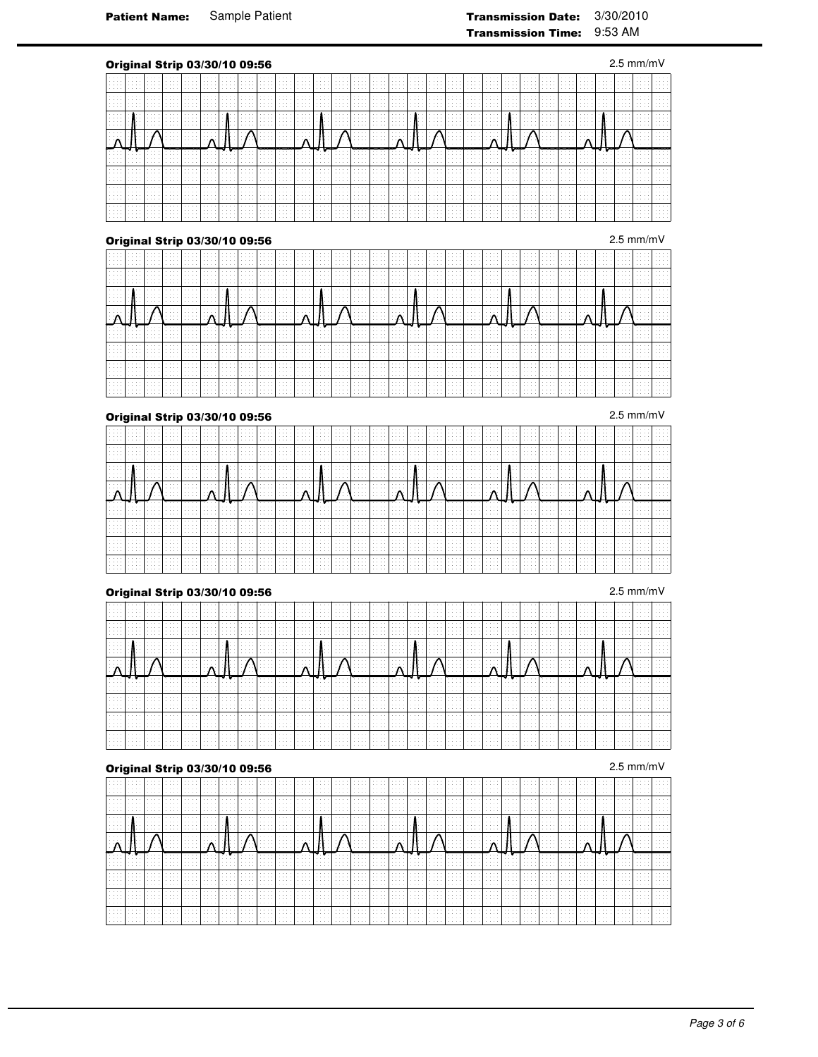**Patient Name:** Sample Patient

**Transmission Date:** 3/30/2010
**Transmission Time:** 9:53 AM

**Original Strip 03/30/10 09:56** 2.5 mm/mV

**Original Strip 03/30/10 09:56** 2.5 mm/mV

**Original Strip 03/30/10 09:56** 2.5 mm/mV

**Original Strip 03/30/10 09:56** 2.5 mm/mV

**Original Strip 03/30/10 09:56** 2.5 mm/mV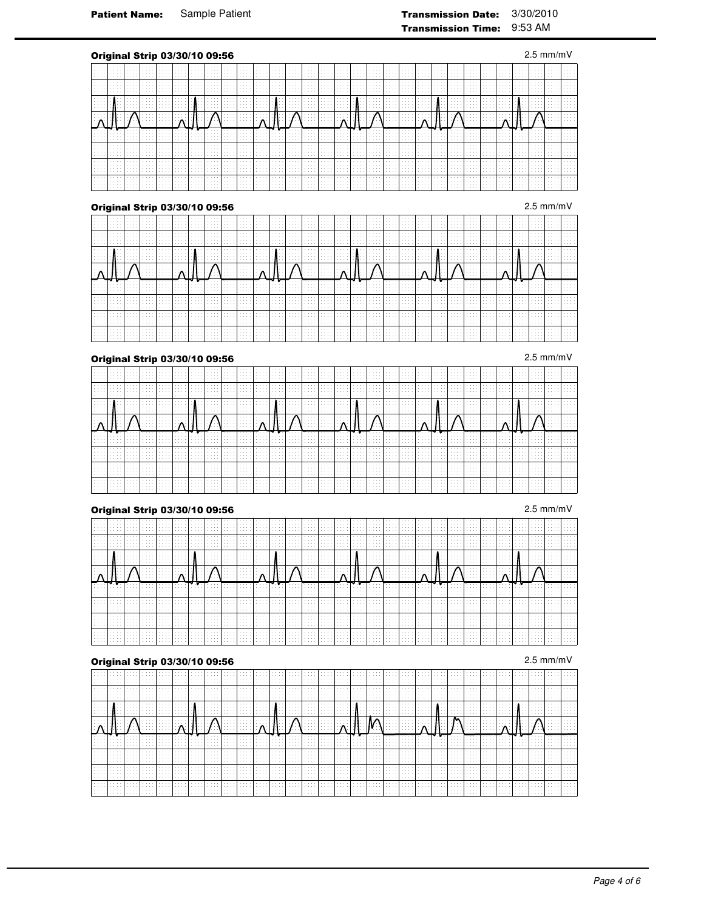**Patient Name:** Sample Patient

**Transmission Date:** 3/30/2010
**Transmission Time:** 9:53 AM

**Original Strip 03/30/10 09:56**

2.5 mm/mV

**Original Strip 03/30/10 09:56**

2.5 mm/mV

**Original Strip 03/30/10 09:56**

2.5 mm/mV

**Original Strip 03/30/10 09:56**

2.5 mm/mV

**Original Strip 03/30/10 09:56**

2.5 mm/mV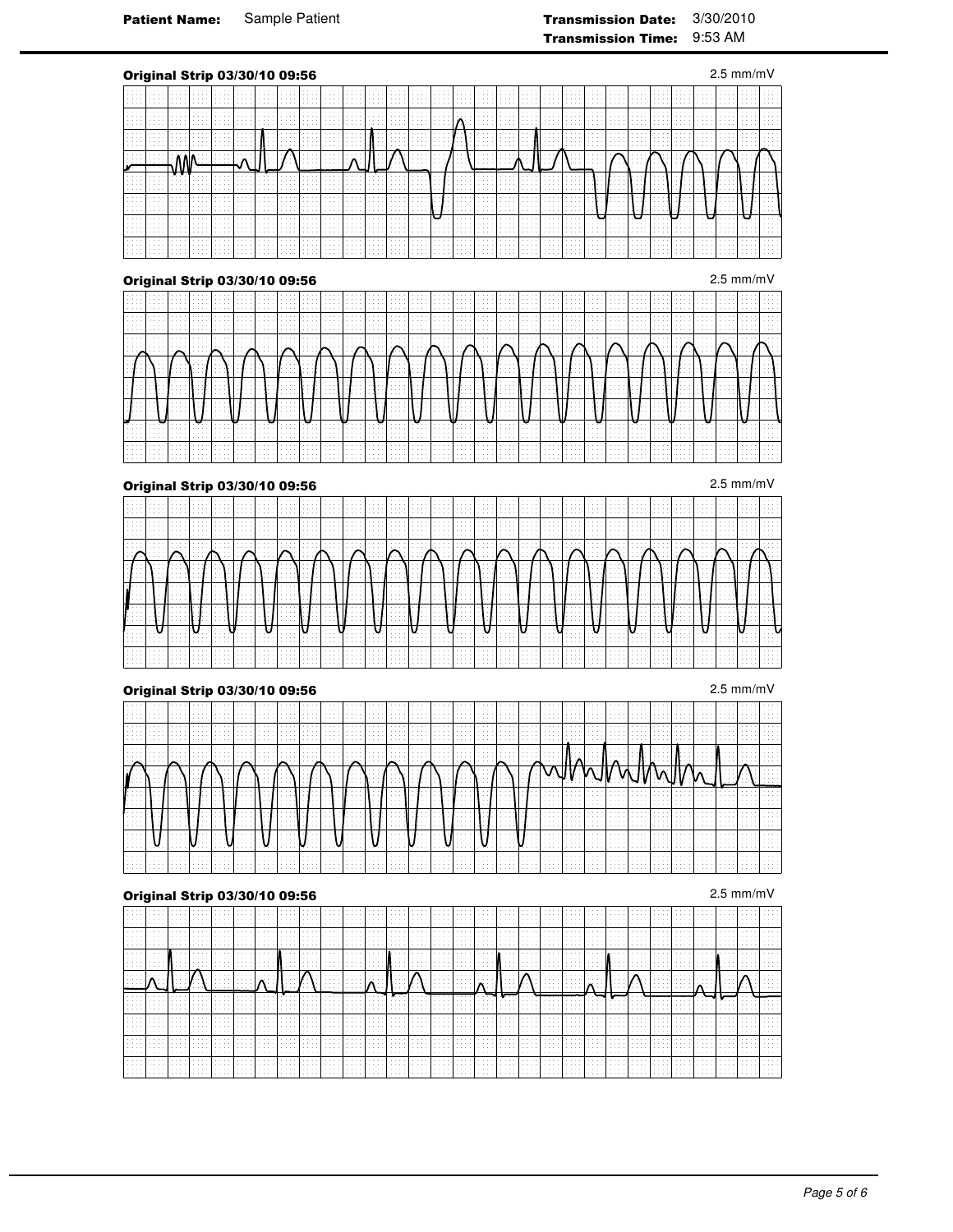**Patient Name:** Sample Patient

**Transmission Date:** 3/30/2010
**Transmission Time:** 9:53 AM

**Original Strip 03/30/10 09:56** 2.5 mm/mV

**Original Strip 03/30/10 09:56** 2.5 mm/mV

**Original Strip 03/30/10 09:56** 2.5 mm/mV

**Original Strip 03/30/10 09:56** 2.5 mm/mV

**Original Strip 03/30/10 09:56** 2.5 mm/mV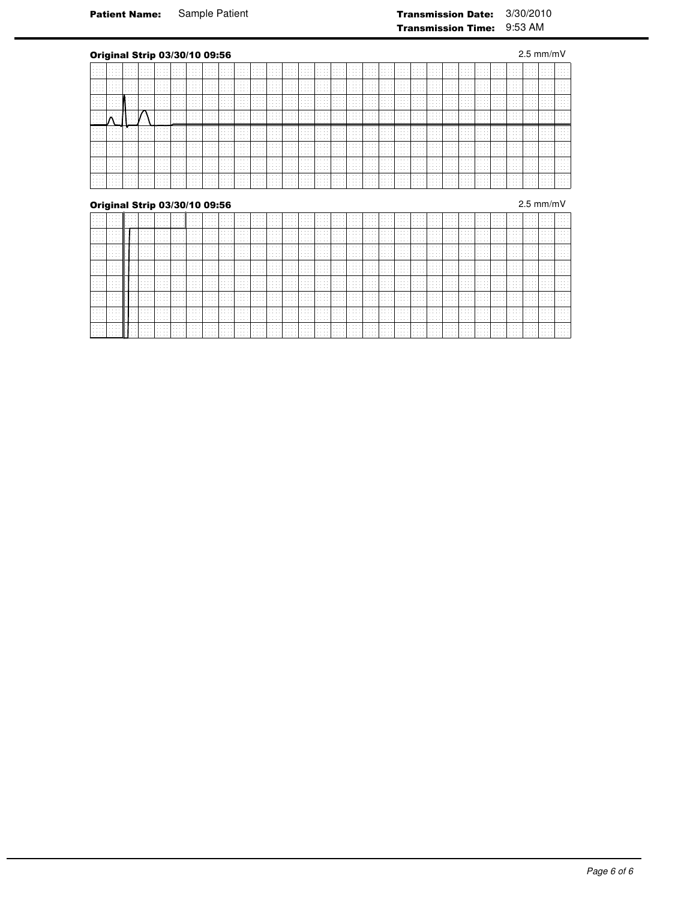**Patient Name:** Sample Patient

**Transmission Date:** 3/30/2010
**Transmission Time:** 9:53 AM

**Original Strip 03/30/10 09:56**

2.5 mm/mV

**Original Strip 03/30/10 09:56**

2.5 mm/mV